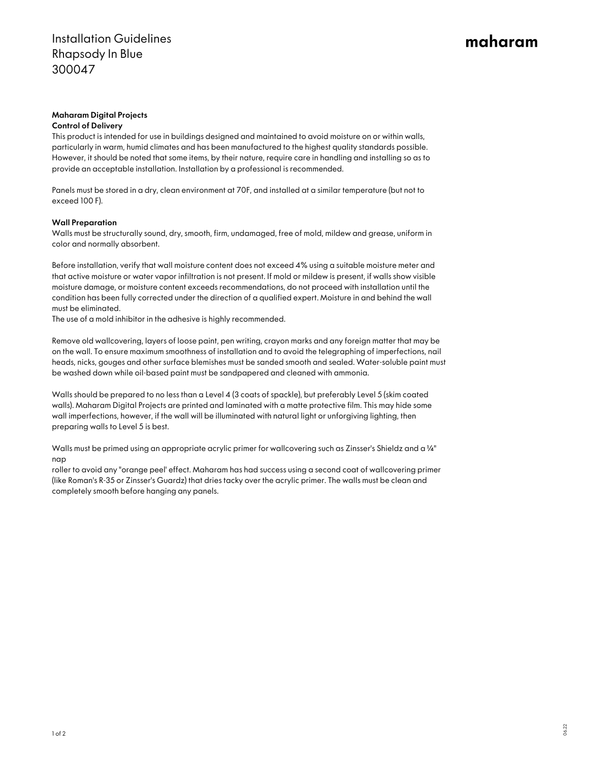# Installation Guidelines
# Rhapsody In Blue
# 300047

maharam

**Maharam Digital Projects**
**Control of Delivery**

This product is intended for use in buildings designed and maintained to avoid moisture on or within walls, particularly in warm, humid climates and has been manufactured to the highest quality standards possible. However, it should be noted that some items, by their nature, require care in handling and installing so as to provide an acceptable installation. Installation by a professional is recommended.

Panels must be stored in a dry, clean environment at 70F, and installed at a similar temperature (but not to exceed 100 F).

**Wall Preparation**

Walls must be structurally sound, dry, smooth, firm, undamaged, free of mold, mildew and grease, uniform in color and normally absorbent.

Before installation, verify that wall moisture content does not exceed 4% using a suitable moisture meter and that active moisture or water vapor infiltration is not present. If mold or mildew is present, if walls show visible moisture damage, or moisture content exceeds recommendations, do not proceed with installation until the condition has been fully corrected under the direction of a qualified expert. Moisture in and behind the wall must be eliminated.
The use of a mold inhibitor in the adhesive is highly recommended.

Remove old wallcovering, layers of loose paint, pen writing, crayon marks and any foreign matter that may be on the wall. To ensure maximum smoothness of installation and to avoid the telegraphing of imperfections, nail heads, nicks, gouges and other surface blemishes must be sanded smooth and sealed. Water-soluble paint must be washed down while oil-based paint must be sandpapered and cleaned with ammonia.

Walls should be prepared to no less than a Level 4 (3 coats of spackle), but preferably Level 5 (skim coated walls). Maharam Digital Projects are printed and laminated with a matte protective film. This may hide some wall imperfections, however, if the wall will be illuminated with natural light or unforgiving lighting, then preparing walls to Level 5 is best.

Walls must be primed using an appropriate acrylic primer for wallcovering such as Zinsser's Shieldz and a ¼" nap
roller to avoid any "orange peel' effect. Maharam has had success using a second coat of wallcovering primer (like Roman's R-35 or Zinsser's Guardz) that dries tacky over the acrylic primer. The walls must be clean and completely smooth before hanging any panels.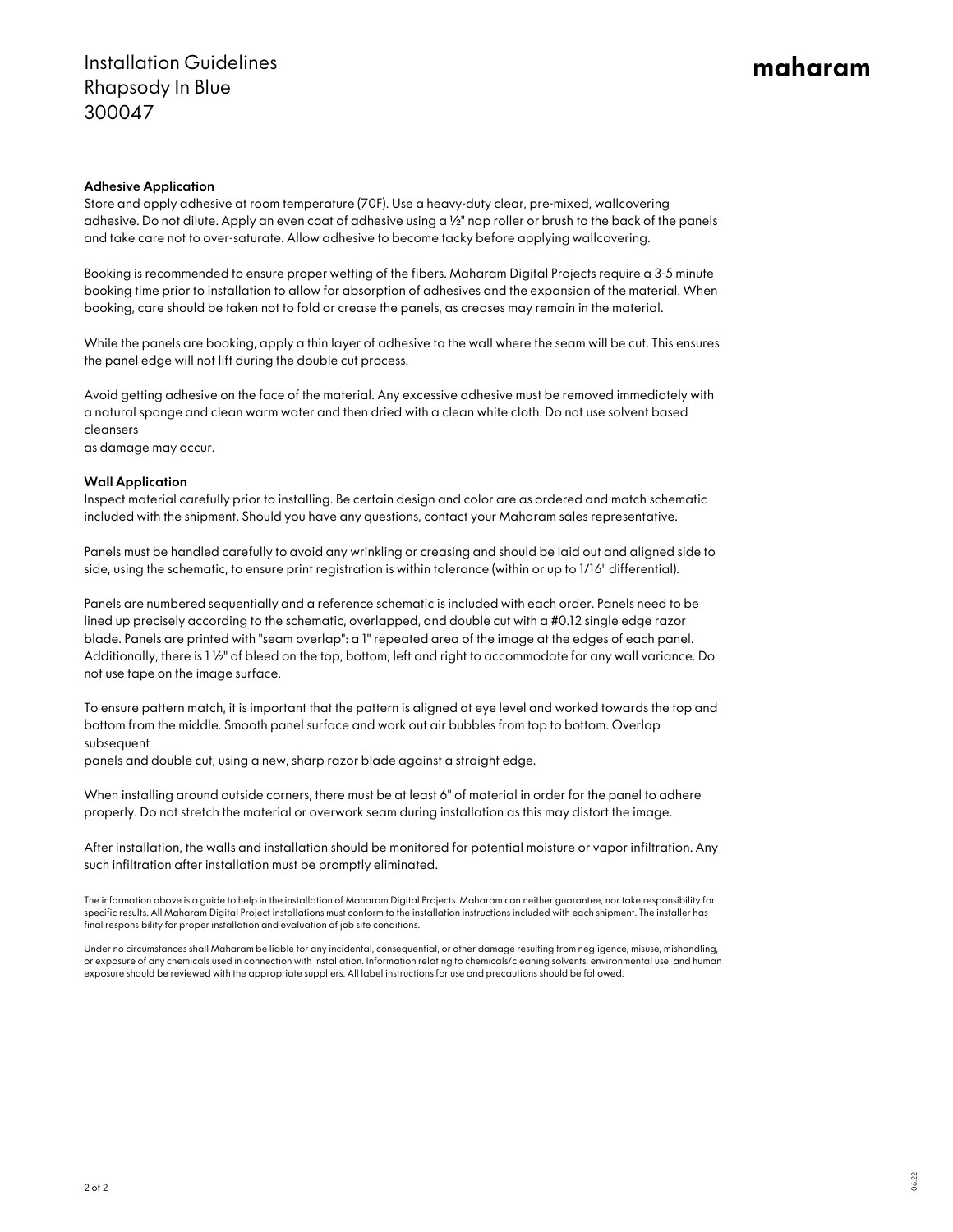# Installation Guidelines
# Rhapsody In Blue
# 300047

maharam

**Adhesive Application**

Store and apply adhesive at room temperature (70F). Use a heavy-duty clear, pre-mixed, wallcovering adhesive. Do not dilute. Apply an even coat of adhesive using a ½" nap roller or brush to the back of the panels and take care not to over-saturate. Allow adhesive to become tacky before applying wallcovering.

Booking is recommended to ensure proper wetting of the fibers. Maharam Digital Projects require a 3-5 minute booking time prior to installation to allow for absorption of adhesives and the expansion of the material. When booking, care should be taken not to fold or crease the panels, as creases may remain in the material.

While the panels are booking, apply a thin layer of adhesive to the wall where the seam will be cut. This ensures the panel edge will not lift during the double cut process.

Avoid getting adhesive on the face of the material. Any excessive adhesive must be removed immediately with a natural sponge and clean warm water and then dried with a clean white cloth. Do not use solvent based cleansers
as damage may occur.

**Wall Application**

Inspect material carefully prior to installing. Be certain design and color are as ordered and match schematic included with the shipment. Should you have any questions, contact your Maharam sales representative.

Panels must be handled carefully to avoid any wrinkling or creasing and should be laid out and aligned side to side, using the schematic, to ensure print registration is within tolerance (within or up to 1/16" differential).

Panels are numbered sequentially and a reference schematic is included with each order. Panels need to be lined up precisely according to the schematic, overlapped, and double cut with a #0.12 single edge razor blade. Panels are printed with "seam overlap": a 1" repeated area of the image at the edges of each panel. Additionally, there is 1 ½" of bleed on the top, bottom, left and right to accommodate for any wall variance. Do not use tape on the image surface.

To ensure pattern match, it is important that the pattern is aligned at eye level and worked towards the top and bottom from the middle. Smooth panel surface and work out air bubbles from top to bottom. Overlap subsequent
panels and double cut, using a new, sharp razor blade against a straight edge.

When installing around outside corners, there must be at least 6" of material in order for the panel to adhere properly. Do not stretch the material or overwork seam during installation as this may distort the image.

After installation, the walls and installation should be monitored for potential moisture or vapor infiltration. Any such infiltration after installation must be promptly eliminated.

The information above is a guide to help in the installation of Maharam Digital Projects. Maharam can neither guarantee, nor take responsibility for specific results. All Maharam Digital Project installations must conform to the installation instructions included with each shipment. The installer has final responsibility for proper installation and evaluation of job site conditions.

Under no circumstances shall Maharam be liable for any incidental, consequential, or other damage resulting from negligence, misuse, mishandling, or exposure of any chemicals used in connection with installation. Information relating to chemicals/cleaning solvents, environmental use, and human exposure should be reviewed with the appropriate suppliers. All label instructions for use and precautions should be followed.

06.22